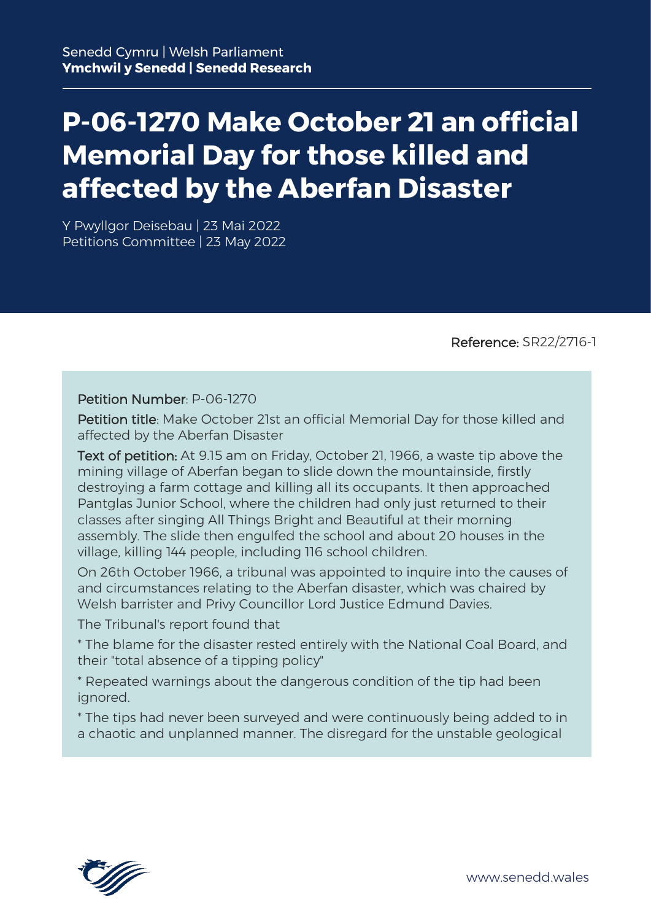Senedd Cymru | Welsh Parliament
**Ymchwil y Senedd | Senedd Research**

# P-06-1270 Make October 21 an official Memorial Day for those killed and affected by the Aberfan Disaster

Y Pwyllgor Deisebau | 23 Mai 2022
Petitions Committee | 23 May 2022

Reference: SR22/2716-1

Petition Number: P-06-1270

Petition title: Make October 21st an official Memorial Day for those killed and affected by the Aberfan Disaster

Text of petition: At 9.15 am on Friday, October 21, 1966, a waste tip above the mining village of Aberfan began to slide down the mountainside, firstly destroying a farm cottage and killing all its occupants. It then approached Pantglas Junior School, where the children had only just returned to their classes after singing All Things Bright and Beautiful at their morning assembly. The slide then engulfed the school and about 20 houses in the village, killing 144 people, including 116 school children.

On 26th October 1966, a tribunal was appointed to inquire into the causes of and circumstances relating to the Aberfan disaster, which was chaired by Welsh barrister and Privy Councillor Lord Justice Edmund Davies.

The Tribunal's report found that

* The blame for the disaster rested entirely with the National Coal Board, and their "total absence of a tipping policy"

* Repeated warnings about the dangerous condition of the tip had been ignored.

* The tips had never been surveyed and were continuously being added to in a chaotic and unplanned manner. The disregard for the unstable geological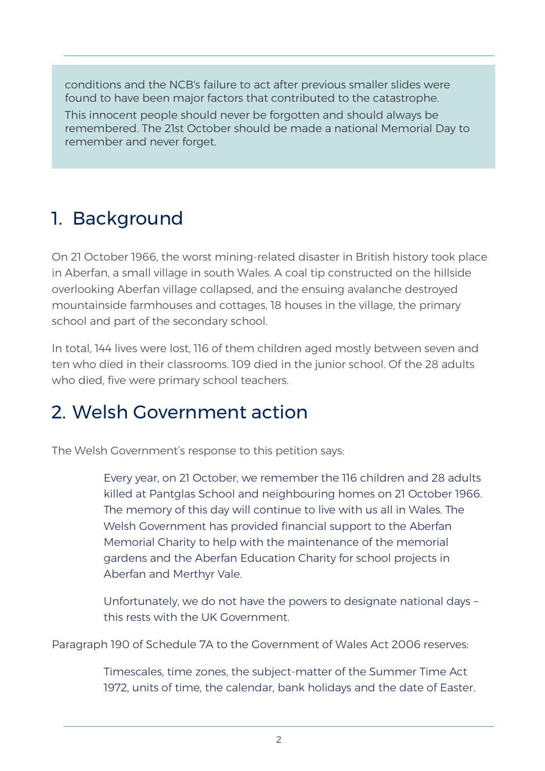conditions and the NCB's failure to act after previous smaller slides were found to have been major factors that contributed to the catastrophe.

This innocent people should never be forgotten and should always be remembered. The 21st October should be made a national Memorial Day to remember and never forget.

## 1. Background

On 21 October 1966, the worst mining-related disaster in British history took place in Aberfan, a small village in south Wales. A coal tip constructed on the hillside overlooking Aberfan village collapsed, and the ensuing avalanche destroyed mountainside farmhouses and cottages, 18 houses in the village, the primary school and part of the secondary school.

In total, 144 lives were lost, 116 of them children aged mostly between seven and ten who died in their classrooms. 109 died in the junior school. Of the 28 adults who died, five were primary school teachers.

## 2. Welsh Government action

The Welsh Government's response to this petition says:

> Every year, on 21 October, we remember the 116 children and 28 adults killed at Pantglas School and neighbouring homes on 21 October 1966. The memory of this day will continue to live with us all in Wales. The Welsh Government has provided financial support to the Aberfan Memorial Charity to help with the maintenance of the memorial gardens and the Aberfan Education Charity for school projects in Aberfan and Merthyr Vale.
>
> Unfortunately, we do not have the powers to designate national days – this rests with the UK Government.

Paragraph 190 of Schedule 7A to the Government of Wales Act 2006 reserves:

> Timescales, time zones, the subject-matter of the Summer Time Act 1972, units of time, the calendar, bank holidays and the date of Easter.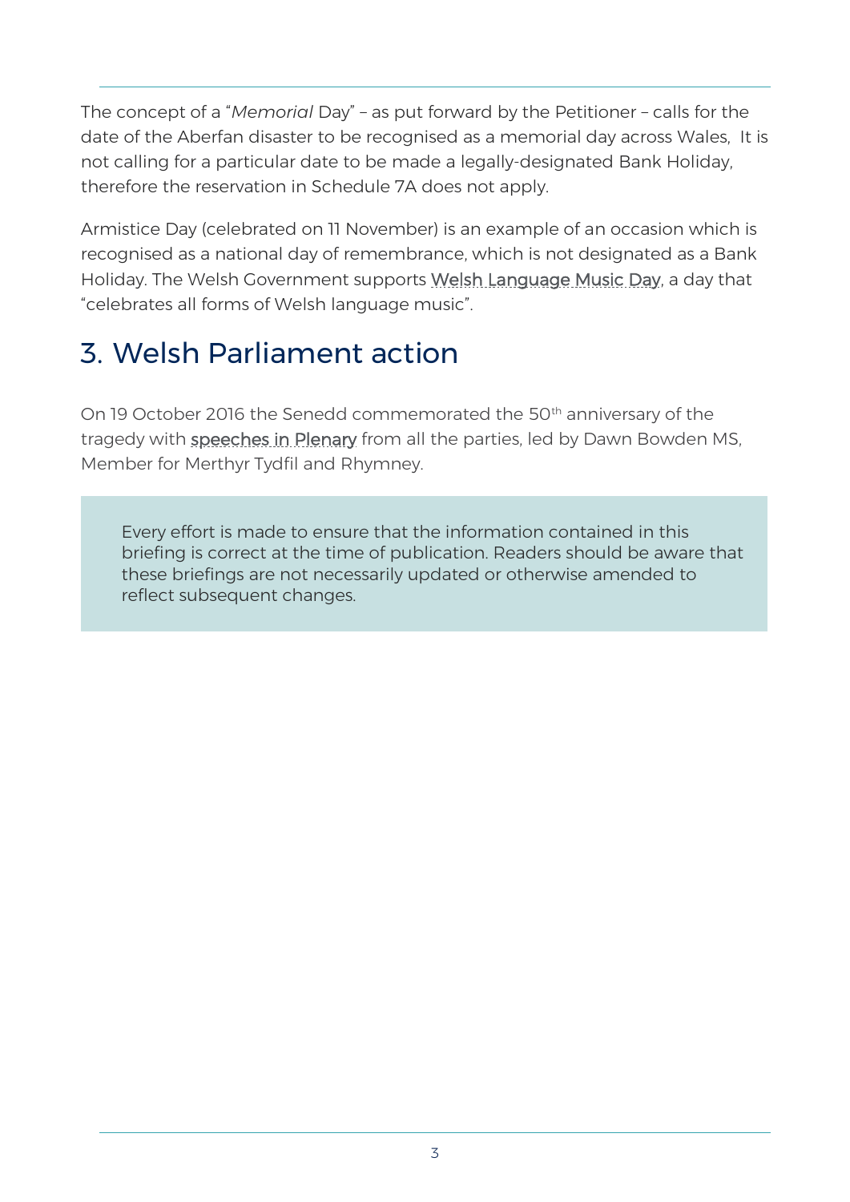The concept of a "*Memorial* Day" – as put forward by the Petitioner – calls for the date of the Aberfan disaster to be recognised as a memorial day across Wales,  It is not calling for a particular date to be made a legally-designated Bank Holiday, therefore the reservation in Schedule 7A does not apply.

Armistice Day (celebrated on 11 November) is an example of an occasion which is recognised as a national day of remembrance, which is not designated as a Bank Holiday. The Welsh Government supports Welsh Language Music Day, a day that "celebrates all forms of Welsh language music".

## 3. Welsh Parliament action

On 19 October 2016 the Senedd commemorated the 50th anniversary of the tragedy with speeches in Plenary from all the parties, led by Dawn Bowden MS, Member for Merthyr Tydfil and Rhymney.

> Every effort is made to ensure that the information contained in this briefing is correct at the time of publication. Readers should be aware that these briefings are not necessarily updated or otherwise amended to reflect subsequent changes.